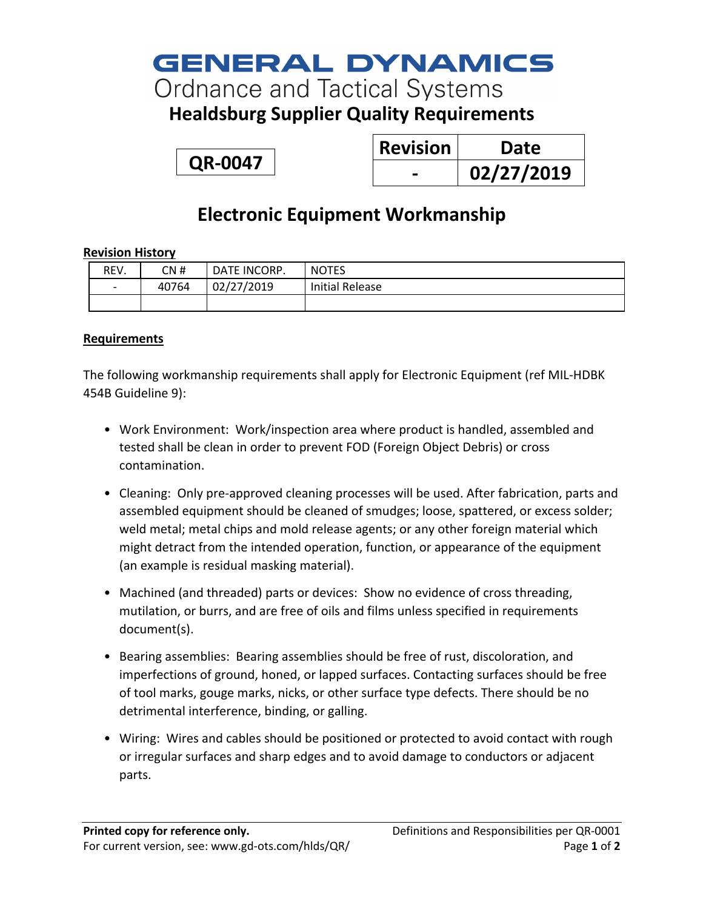# GENERAL DYNAMICS

Ordnance and Tactical Systems

## Healdsburg Supplier Quality Requirements

**QR-0047**

| Revision | Date |
|---|---|
| - | 02/27/2019 |

# Electronic Equipment Workmanship

**Revision History**

| REV. | CN # | DATE INCORP. | NOTES |
|---|---|---|---|
| - | 40764 | 02/27/2019 | Initial Release |
| | | | |

**Requirements**

The following workmanship requirements shall apply for Electronic Equipment (ref MIL-HDBK 454B Guideline 9):

- Work Environment: Work/inspection area where product is handled, assembled and tested shall be clean in order to prevent FOD (Foreign Object Debris) or cross contamination.
- Cleaning: Only pre-approved cleaning processes will be used. After fabrication, parts and assembled equipment should be cleaned of smudges; loose, spattered, or excess solder; weld metal; metal chips and mold release agents; or any other foreign material which might detract from the intended operation, function, or appearance of the equipment (an example is residual masking material).
- Machined (and threaded) parts or devices: Show no evidence of cross threading, mutilation, or burrs, and are free of oils and films unless specified in requirements document(s).
- Bearing assemblies: Bearing assemblies should be free of rust, discoloration, and imperfections of ground, honed, or lapped surfaces. Contacting surfaces should be free of tool marks, gouge marks, nicks, or other surface type defects. There should be no detrimental interference, binding, or galling.
- Wiring: Wires and cables should be positioned or protected to avoid contact with rough or irregular surfaces and sharp edges and to avoid damage to conductors or adjacent parts.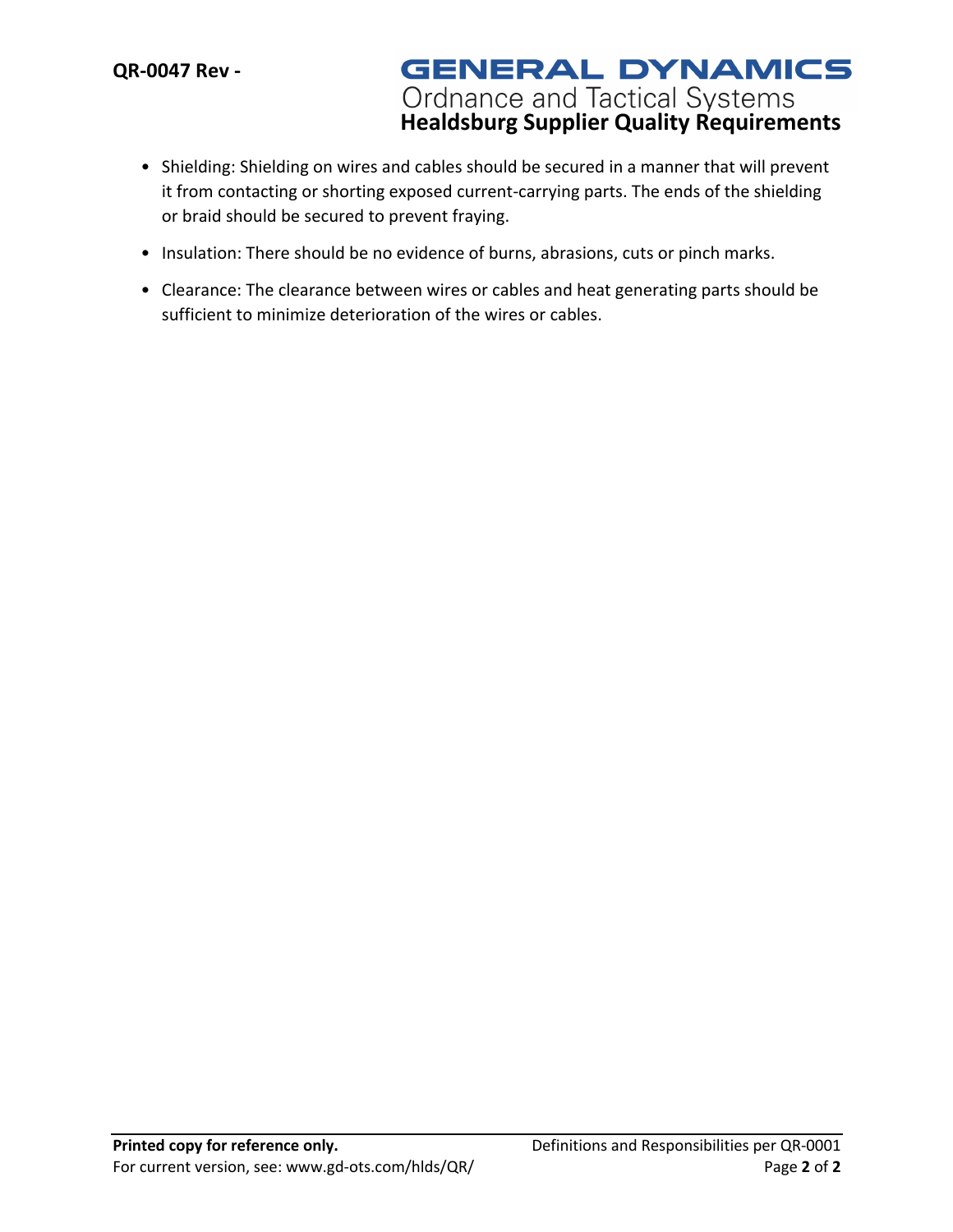- Shielding: Shielding on wires and cables should be secured in a manner that will prevent it from contacting or shorting exposed current-carrying parts. The ends of the shielding or braid should be secured to prevent fraying.
- Insulation: There should be no evidence of burns, abrasions, cuts or pinch marks.
- Clearance: The clearance between wires or cables and heat generating parts should be sufficient to minimize deterioration of the wires or cables.